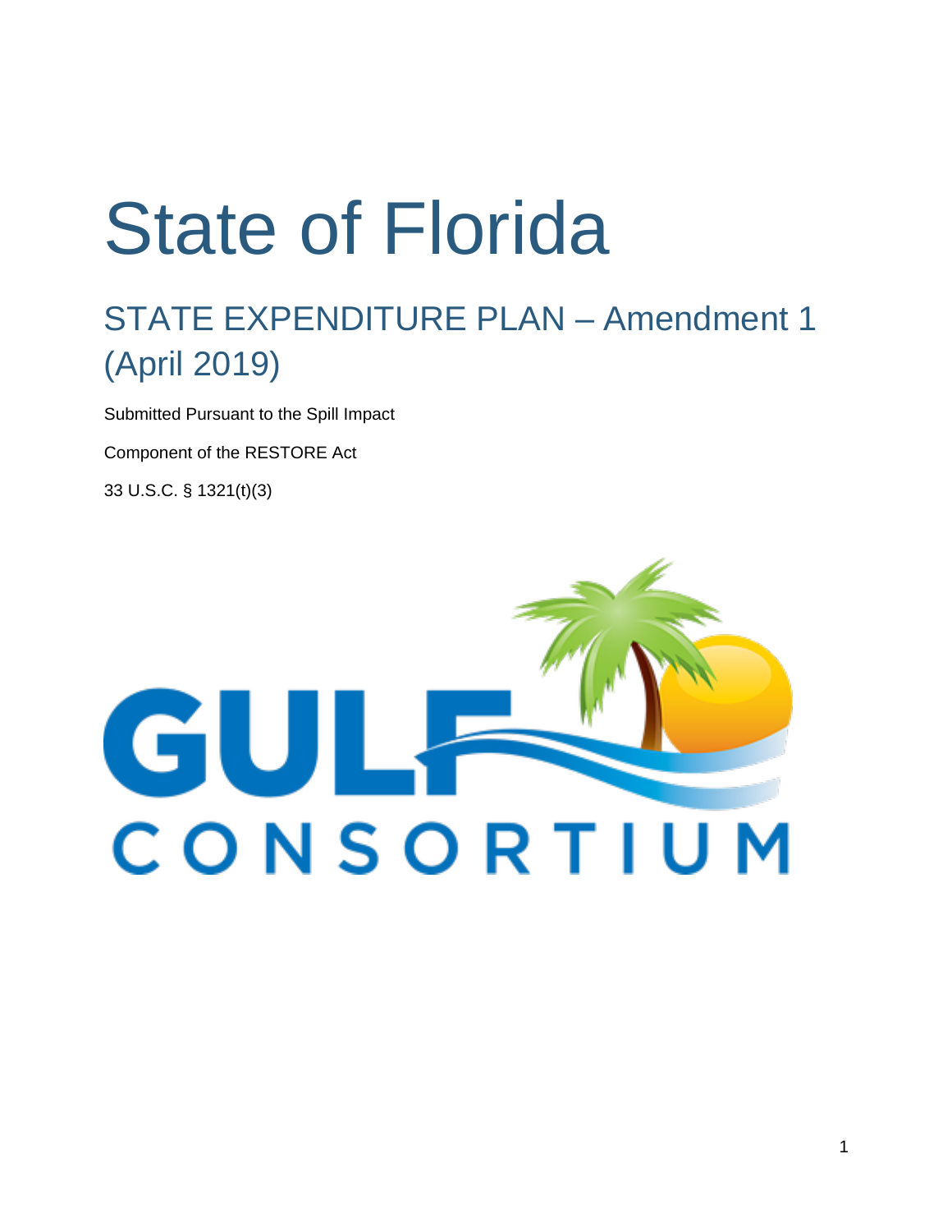# State of Florida

## STATE EXPENDITURE PLAN – Amendment 1 (April 2019)

Submitted Pursuant to the Spill Impact

Component of the RESTORE Act

33 U.S.C. § 1321(t)(3)

GULF CONSORTIUM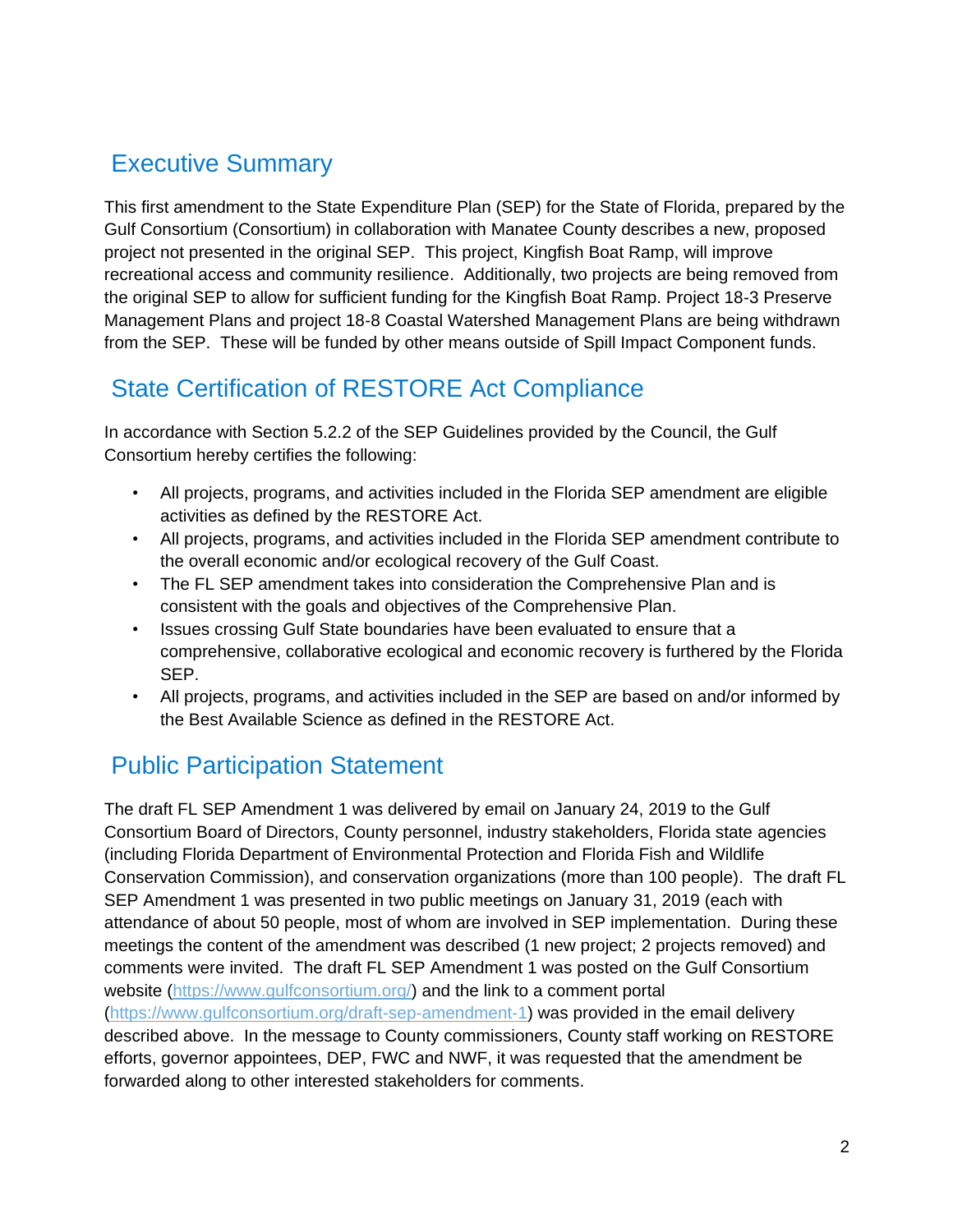## Executive Summary

This first amendment to the State Expenditure Plan (SEP) for the State of Florida, prepared by the Gulf Consortium (Consortium) in collaboration with Manatee County describes a new, proposed project not presented in the original SEP. This project, Kingfish Boat Ramp, will improve recreational access and community resilience. Additionally, two projects are being removed from the original SEP to allow for sufficient funding for the Kingfish Boat Ramp. Project 18-3 Preserve Management Plans and project 18-8 Coastal Watershed Management Plans are being withdrawn from the SEP. These will be funded by other means outside of Spill Impact Component funds.

## State Certification of RESTORE Act Compliance

In accordance with Section 5.2.2 of the SEP Guidelines provided by the Council, the Gulf Consortium hereby certifies the following:

- All projects, programs, and activities included in the Florida SEP amendment are eligible activities as defined by the RESTORE Act.
- All projects, programs, and activities included in the Florida SEP amendment contribute to the overall economic and/or ecological recovery of the Gulf Coast.
- The FL SEP amendment takes into consideration the Comprehensive Plan and is consistent with the goals and objectives of the Comprehensive Plan.
- Issues crossing Gulf State boundaries have been evaluated to ensure that a comprehensive, collaborative ecological and economic recovery is furthered by the Florida SEP.
- All projects, programs, and activities included in the SEP are based on and/or informed by the Best Available Science as defined in the RESTORE Act.

## Public Participation Statement

The draft FL SEP Amendment 1 was delivered by email on January 24, 2019 to the Gulf Consortium Board of Directors, County personnel, industry stakeholders, Florida state agencies (including Florida Department of Environmental Protection and Florida Fish and Wildlife Conservation Commission), and conservation organizations (more than 100 people). The draft FL SEP Amendment 1 was presented in two public meetings on January 31, 2019 (each with attendance of about 50 people, most of whom are involved in SEP implementation. During these meetings the content of the amendment was described (1 new project; 2 projects removed) and comments were invited. The draft FL SEP Amendment 1 was posted on the Gulf Consortium website (https://www.gulfconsortium.org/) and the link to a comment portal (https://www.gulfconsortium.org/draft-sep-amendment-1) was provided in the email delivery described above. In the message to County commissioners, County staff working on RESTORE efforts, governor appointees, DEP, FWC and NWF, it was requested that the amendment be forwarded along to other interested stakeholders for comments.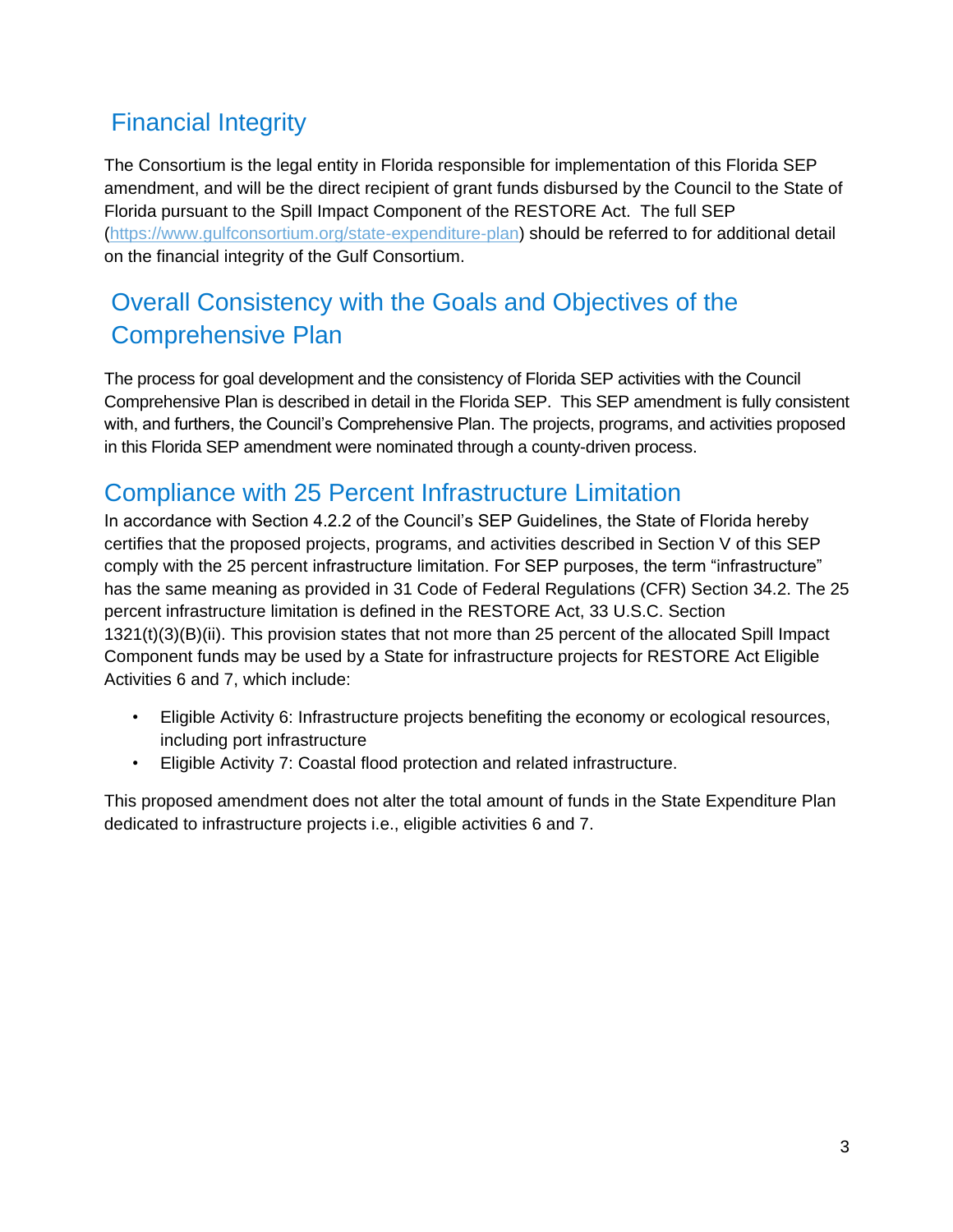## Financial Integrity

The Consortium is the legal entity in Florida responsible for implementation of this Florida SEP amendment, and will be the direct recipient of grant funds disbursed by the Council to the State of Florida pursuant to the Spill Impact Component of the RESTORE Act. The full SEP (https://www.gulfconsortium.org/state-expenditure-plan) should be referred to for additional detail on the financial integrity of the Gulf Consortium.

## Overall Consistency with the Goals and Objectives of the Comprehensive Plan

The process for goal development and the consistency of Florida SEP activities with the Council Comprehensive Plan is described in detail in the Florida SEP. This SEP amendment is fully consistent with, and furthers, the Council's Comprehensive Plan. The projects, programs, and activities proposed in this Florida SEP amendment were nominated through a county-driven process.

## Compliance with 25 Percent Infrastructure Limitation

In accordance with Section 4.2.2 of the Council's SEP Guidelines, the State of Florida hereby certifies that the proposed projects, programs, and activities described in Section V of this SEP comply with the 25 percent infrastructure limitation. For SEP purposes, the term "infrastructure" has the same meaning as provided in 31 Code of Federal Regulations (CFR) Section 34.2. The 25 percent infrastructure limitation is defined in the RESTORE Act, 33 U.S.C. Section 1321(t)(3)(B)(ii). This provision states that not more than 25 percent of the allocated Spill Impact Component funds may be used by a State for infrastructure projects for RESTORE Act Eligible Activities 6 and 7, which include:

- Eligible Activity 6: Infrastructure projects benefiting the economy or ecological resources, including port infrastructure
- Eligible Activity 7: Coastal flood protection and related infrastructure.

This proposed amendment does not alter the total amount of funds in the State Expenditure Plan dedicated to infrastructure projects i.e., eligible activities 6 and 7.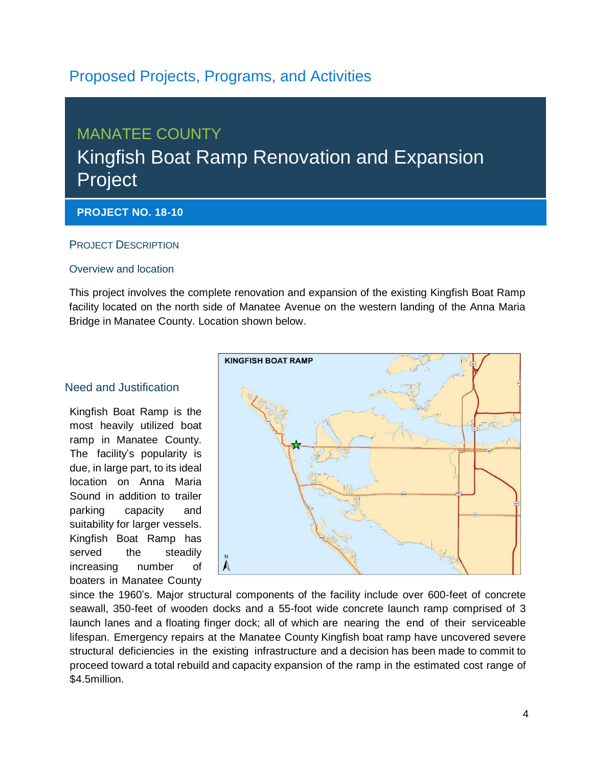# Proposed Projects, Programs, and Activities

## MANATEE COUNTY

## Kingfish Boat Ramp Renovation and Expansion Project

**PROJECT NO. 18-10**

### PROJECT DESCRIPTION

#### Overview and location

This project involves the complete renovation and expansion of the existing Kingfish Boat Ramp facility located on the north side of Manatee Avenue on the western landing of the Anna Maria Bridge in Manatee County. Location shown below.

#### Need and Justification

Kingfish Boat Ramp is the most heavily utilized boat ramp in Manatee County. The facility's popularity is due, in large part, to its ideal location on Anna Maria Sound in addition to trailer parking capacity and suitability for larger vessels. Kingfish Boat Ramp has served the steadily increasing number of boaters in Manatee County since the 1960's. Major structural components of the facility include over 600-feet of concrete seawall, 350-feet of wooden docks and a 55-foot wide concrete launch ramp comprised of 3 launch lanes and a floating finger dock; all of which are nearing the end of their serviceable lifespan. Emergency repairs at the Manatee County Kingfish boat ramp have uncovered severe structural deficiencies in the existing infrastructure and a decision has been made to commit to proceed toward a total rebuild and capacity expansion of the ramp in the estimated cost range of $4.5million.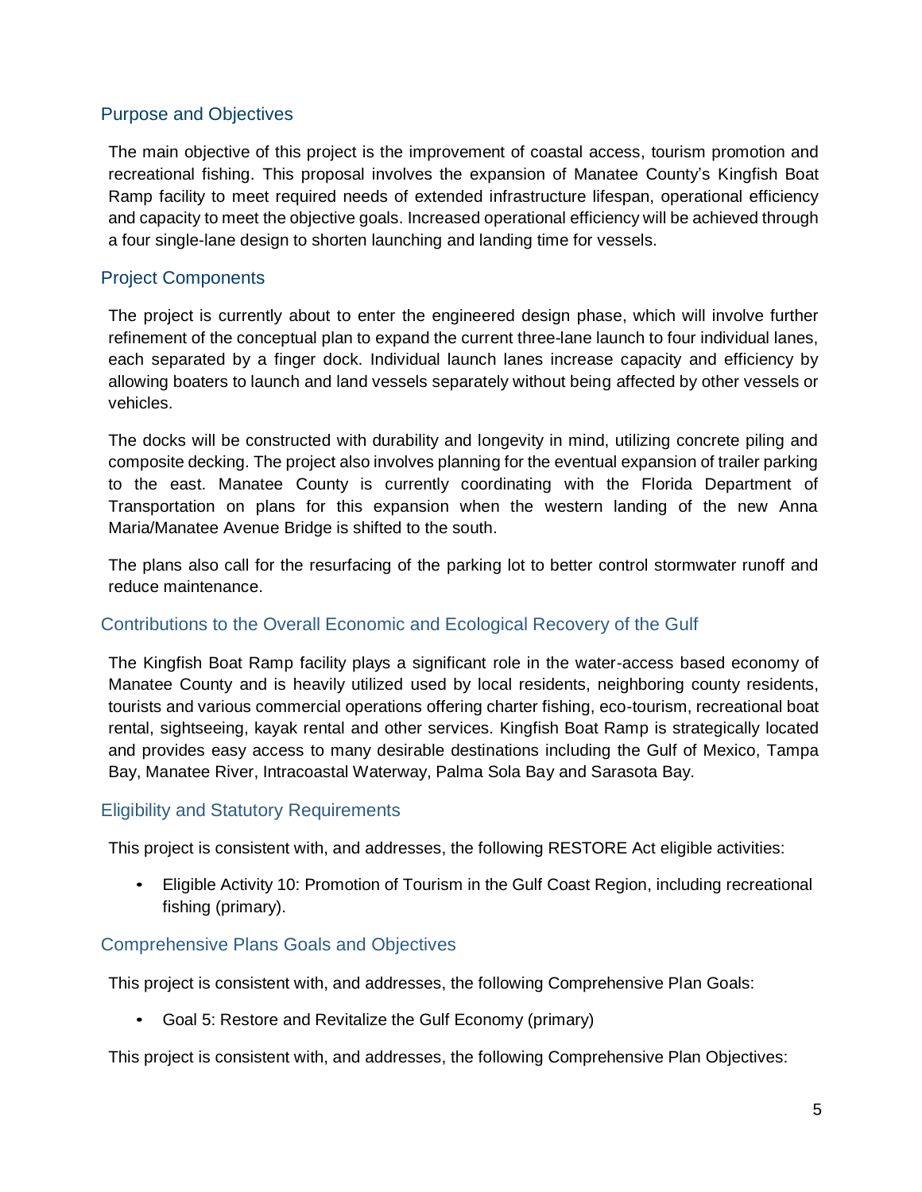## Purpose and Objectives

The main objective of this project is the improvement of coastal access, tourism promotion and recreational fishing. This proposal involves the expansion of Manatee County's Kingfish Boat Ramp facility to meet required needs of extended infrastructure lifespan, operational efficiency and capacity to meet the objective goals. Increased operational efficiency will be achieved through a four single-lane design to shorten launching and landing time for vessels.

## Project Components

The project is currently about to enter the engineered design phase, which will involve further refinement of the conceptual plan to expand the current three-lane launch to four individual lanes, each separated by a finger dock. Individual launch lanes increase capacity and efficiency by allowing boaters to launch and land vessels separately without being affected by other vessels or vehicles.

The docks will be constructed with durability and longevity in mind, utilizing concrete piling and composite decking. The project also involves planning for the eventual expansion of trailer parking to the east. Manatee County is currently coordinating with the Florida Department of Transportation on plans for this expansion when the western landing of the new Anna Maria/Manatee Avenue Bridge is shifted to the south.

The plans also call for the resurfacing of the parking lot to better control stormwater runoff and reduce maintenance.

## Contributions to the Overall Economic and Ecological Recovery of the Gulf

The Kingfish Boat Ramp facility plays a significant role in the water-access based economy of Manatee County and is heavily utilized used by local residents, neighboring county residents, tourists and various commercial operations offering charter fishing, eco-tourism, recreational boat rental, sightseeing, kayak rental and other services. Kingfish Boat Ramp is strategically located and provides easy access to many desirable destinations including the Gulf of Mexico, Tampa Bay, Manatee River, Intracoastal Waterway, Palma Sola Bay and Sarasota Bay.

## Eligibility and Statutory Requirements

This project is consistent with, and addresses, the following RESTORE Act eligible activities:

- Eligible Activity 10: Promotion of Tourism in the Gulf Coast Region, including recreational fishing (primary).

## Comprehensive Plans Goals and Objectives

This project is consistent with, and addresses, the following Comprehensive Plan Goals:

- Goal 5: Restore and Revitalize the Gulf Economy (primary)

This project is consistent with, and addresses, the following Comprehensive Plan Objectives: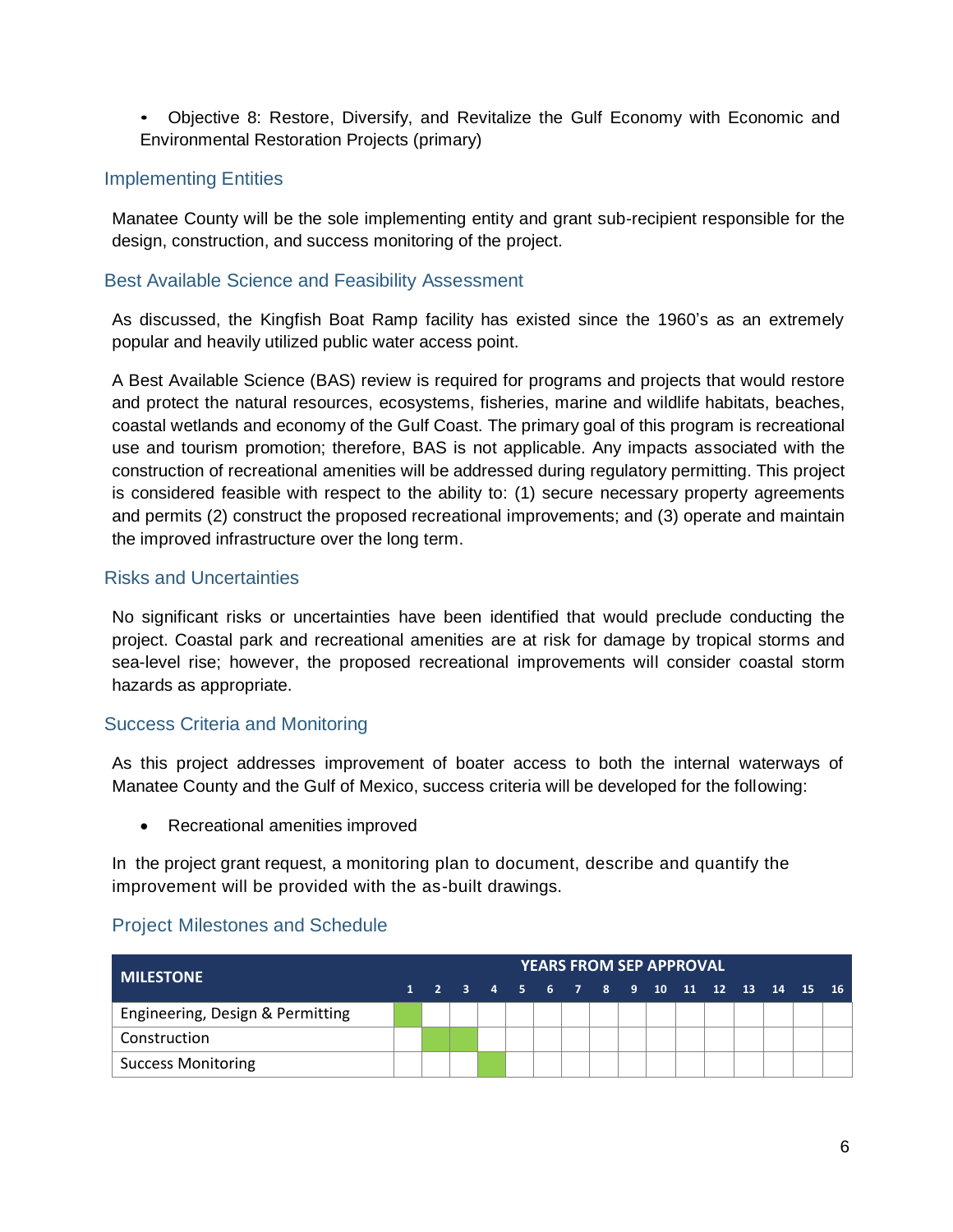- Objective 8: Restore, Diversify, and Revitalize the Gulf Economy with Economic and Environmental Restoration Projects (primary)

## Implementing Entities

Manatee County will be the sole implementing entity and grant sub-recipient responsible for the design, construction, and success monitoring of the project.

## Best Available Science and Feasibility Assessment

As discussed, the Kingfish Boat Ramp facility has existed since the 1960's as an extremely popular and heavily utilized public water access point.

A Best Available Science (BAS) review is required for programs and projects that would restore and protect the natural resources, ecosystems, fisheries, marine and wildlife habitats, beaches, coastal wetlands and economy of the Gulf Coast. The primary goal of this program is recreational use and tourism promotion; therefore, BAS is not applicable. Any impacts associated with the construction of recreational amenities will be addressed during regulatory permitting. This project is considered feasible with respect to the ability to: (1) secure necessary property agreements and permits (2) construct the proposed recreational improvements; and (3) operate and maintain the improved infrastructure over the long term.

## Risks and Uncertainties

No significant risks or uncertainties have been identified that would preclude conducting the project. Coastal park and recreational amenities are at risk for damage by tropical storms and sea-level rise; however, the proposed recreational improvements will consider coastal storm hazards as appropriate.

## Success Criteria and Monitoring

As this project addresses improvement of boater access to both the internal waterways of Manatee County and the Gulf of Mexico, success criteria will be developed for the following:

- Recreational amenities improved

In the project grant request, a monitoring plan to document, describe and quantify the improvement will be provided with the as-built drawings.

## Project Milestones and Schedule

| MILESTONE | YEARS FROM SEP APPROVAL | | | | | | | | | | | | | | | |
|---|---|---|---|---|---|---|---|---|---|---|---|---|---|---|---|---|
| | 1 | 2 | 3 | 4 | 5 | 6 | 7 | 8 | 9 | 10 | 11 | 12 | 13 | 14 | 15 | 16 |
| Engineering, Design & Permitting | ■ | | | | | | | | | | | | | | | |
| Construction | | ■ | ■ | | | | | | | | | | | | | |
| Success Monitoring | | | | ■ | | | | | | | | | | | | |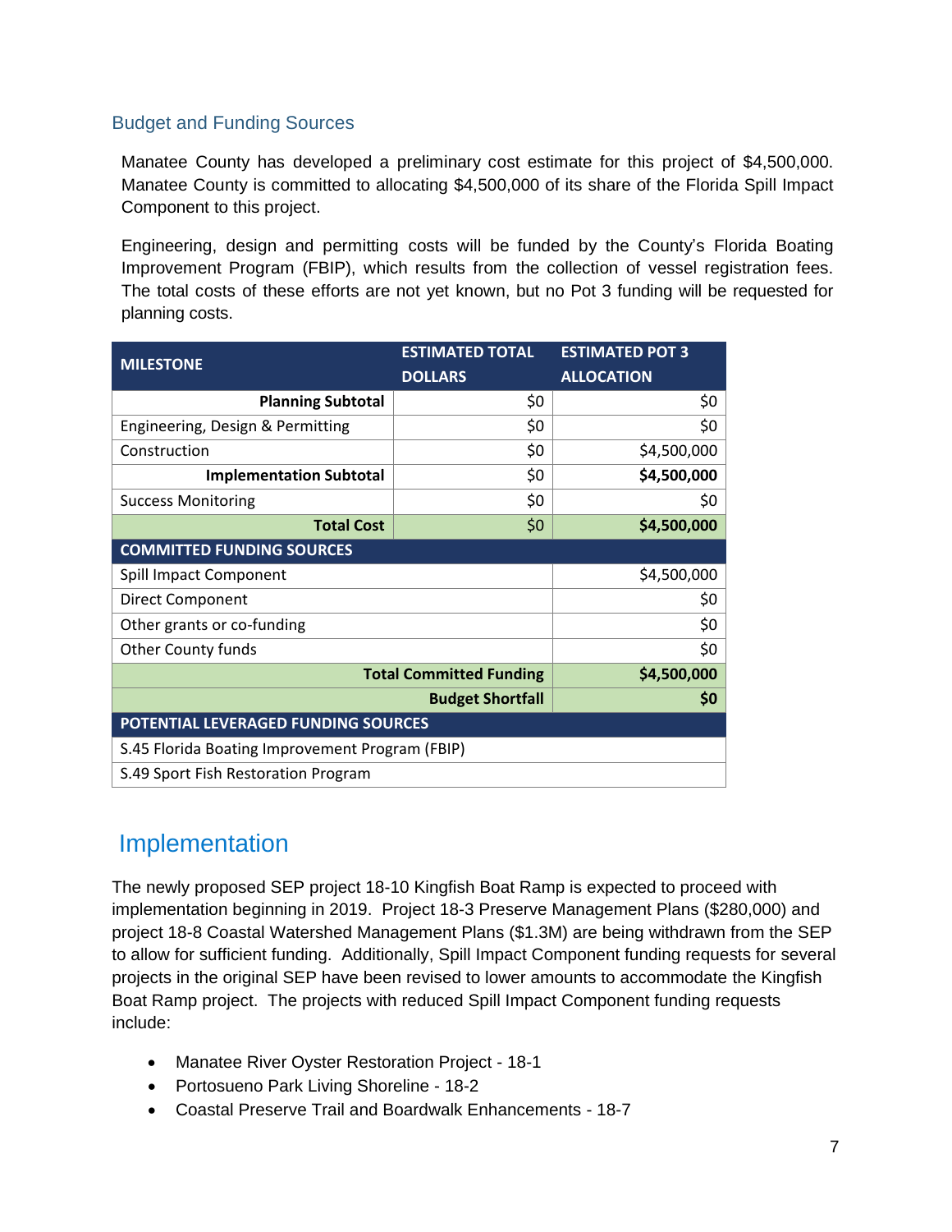### Budget and Funding Sources

Manatee County has developed a preliminary cost estimate for this project of $4,500,000. Manatee County is committed to allocating $4,500,000 of its share of the Florida Spill Impact Component to this project.

Engineering, design and permitting costs will be funded by the County's Florida Boating Improvement Program (FBIP), which results from the collection of vessel registration fees. The total costs of these efforts are not yet known, but no Pot 3 funding will be requested for planning costs.

| MILESTONE | ESTIMATED TOTAL DOLLARS | ESTIMATED POT 3 ALLOCATION |
|---|---|---|
| **Planning Subtotal** | $0 | $0 |
| Engineering, Design & Permitting | $0 | $0 |
| Construction | $0 | $4,500,000 |
| **Implementation Subtotal** | $0 | **$4,500,000** |
| Success Monitoring | $0 | $0 |
| **Total Cost** | $0 | **$4,500,000** |
| **COMMITTED FUNDING SOURCES** | | |
| Spill Impact Component | | $4,500,000 |
| Direct Component | | $0 |
| Other grants or co-funding | | $0 |
| Other County funds | | $0 |
| **Total Committed Funding** | | **$4,500,000** |
| **Budget Shortfall** | | **$0** |
| **POTENTIAL LEVERAGED FUNDING SOURCES** | | |
| S.45 Florida Boating Improvement Program (FBIP) | | |
| S.49 Sport Fish Restoration Program | | |

## Implementation

The newly proposed SEP project 18-10 Kingfish Boat Ramp is expected to proceed with implementation beginning in 2019. Project 18-3 Preserve Management Plans ($280,000) and project 18-8 Coastal Watershed Management Plans ($1.3M) are being withdrawn from the SEP to allow for sufficient funding. Additionally, Spill Impact Component funding requests for several projects in the original SEP have been revised to lower amounts to accommodate the Kingfish Boat Ramp project. The projects with reduced Spill Impact Component funding requests include:

- Manatee River Oyster Restoration Project - 18-1
- Portosueno Park Living Shoreline - 18-2
- Coastal Preserve Trail and Boardwalk Enhancements - 18-7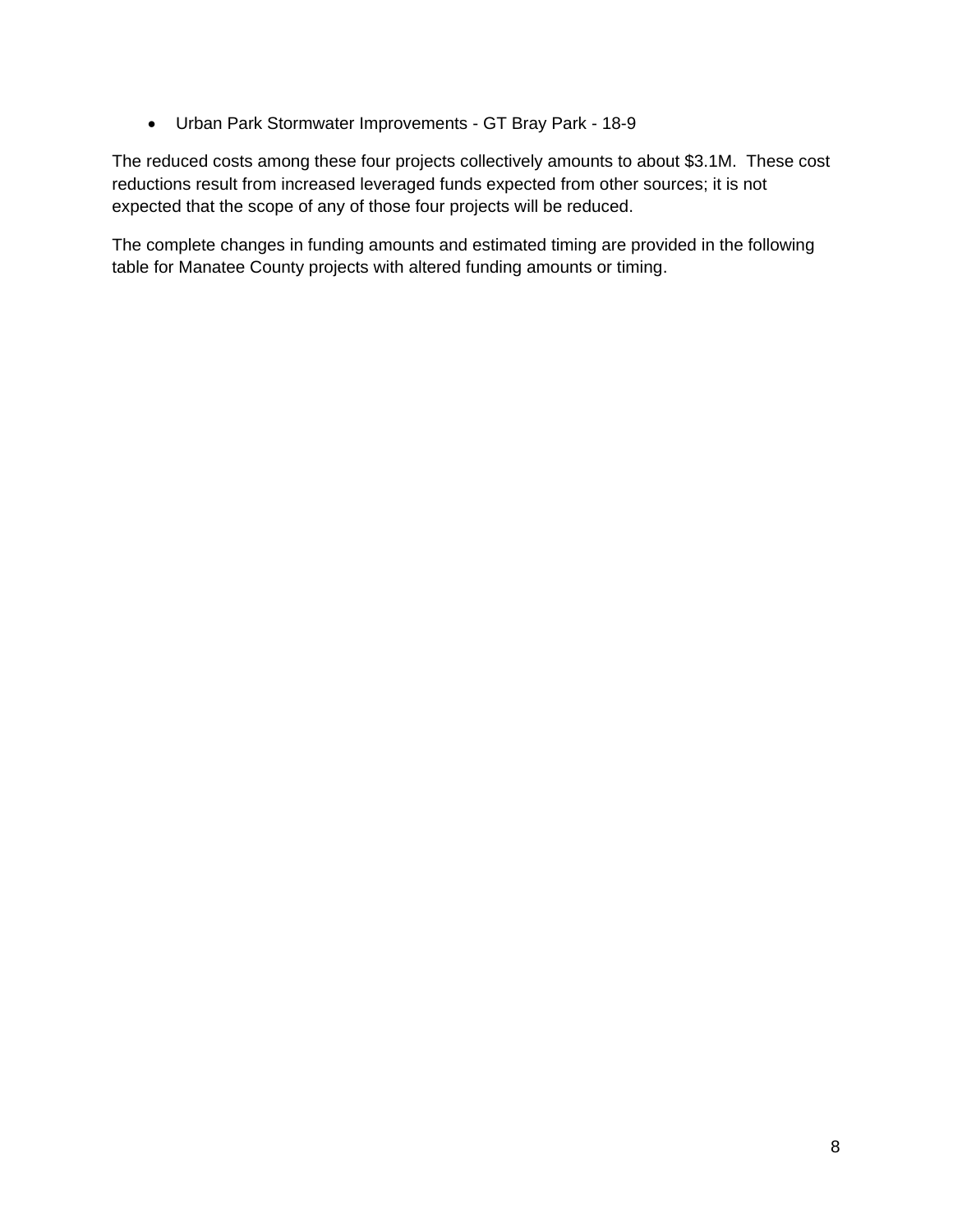- Urban Park Stormwater Improvements - GT Bray Park - 18-9

The reduced costs among these four projects collectively amounts to about $3.1M.  These cost reductions result from increased leveraged funds expected from other sources; it is not expected that the scope of any of those four projects will be reduced.

The complete changes in funding amounts and estimated timing are provided in the following table for Manatee County projects with altered funding amounts or timing.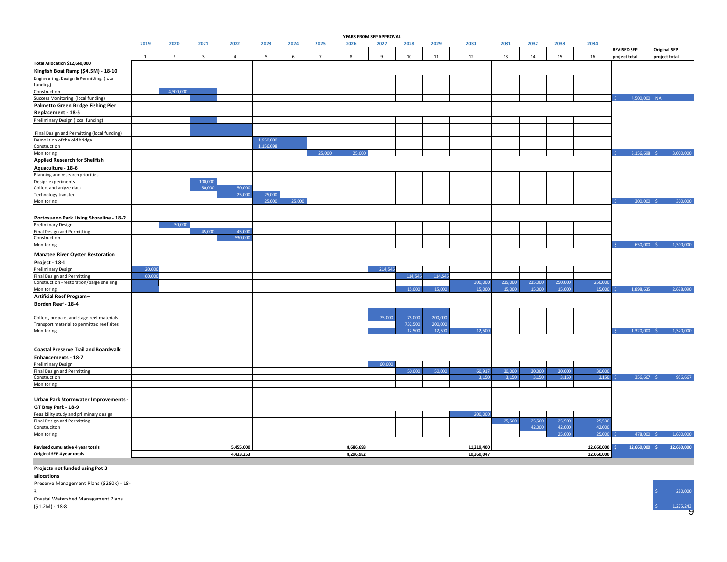| | YEARS FROM SEP APPROVAL | | | | | | | | | | | | | | | | | |
|---|---|---|---|---|---|---|---|---|---|---|---|---|---|---|---|---|---|---|
| | 2019 | 2020 | 2021 | 2022 | 2023 | 2024 | 2025 | 2026 | 2027 | 2028 | 2029 | 2030 | 2031 | 2032 | 2033 | 2034 | | |
| | 1 | 2 | 3 | 4 | 5 | 6 | 7 | 8 | 9 | 10 | 11 | 12 | 13 | 14 | 15 | 16 | REVISED SEP project total | Original SEP project total |
| **Total Allocation $12,660,000** | | | | | | | | | | | | | | | | | | |
| **Kingfish Boat Ramp ($4.5M) - 18-10** | | | | | | | | | | | | | | | | | | |
| Engineering, Design & Permitting (local funding) | | | | | | | | | | | | | | | | | | |
| Construction | | 4,500,000 | | | | | | | | | | | | | | | | |
| Success Monitoring (local funding) | | | | | | | | | | | | | | | | | $ 4,500,000 | NA |
| **Palmetto Green Bridge Fishing Pier Replacement - 18-5** | | | | | | | | | | | | | | | | | | |
| Preliminary Design (local funding) | | | | | | | | | | | | | | | | | | |
| Final Design and Permitting (local funding) | | | | | | | | | | | | | | | | | | |
| Demolition of the old bridge | | | | | 1,950,000 | | | | | | | | | | | | | |
| Construction | | | | | 1,156,698 | | | | | | | | | | | | | |
| Monitoring | | | | | | | 25,000 | 25,000 | | | | | | | | | $ 3,156,698 | $ 3,000,000 |
| **Applied Research for Shellfish Aquaculture - 18-6** | | | | | | | | | | | | | | | | | | |
| Planning and research priorities | | | | | | | | | | | | | | | | | | |
| Design experiments | | | 100,000 | | | | | | | | | | | | | | | |
| Collect and anlyze data | | | 50,000 | 50,000 | | | | | | | | | | | | | | |
| Technology transfer | | | | 25,000 | 25,000 | | | | | | | | | | | | | |
| Monitoring | | | | | 25,000 | 25,000 | | | | | | | | | | | $ 300,000 | $ 300,000 |
| **Portosueno Park Living Shoreline - 18-2** | | | | | | | | | | | | | | | | | | |
| Preliminary Design | | 30,000 | | | | | | | | | | | | | | | | |
| Final Design and Permitting | | | 45,000 | 45,000 | | | | | | | | | | | | | | |
| Construction | | | | 530,000 | | | | | | | | | | | | | | |
| Monitoring | | | | | | | | | | | | | | | | | $ 650,000 | $ 1,300,000 |
| **Manatee River Oyster Restoration Project - 18-1** | | | | | | | | | | | | | | | | | | |
| Preliminary Design | 20,000 | | | | | | | | 214,545 | | | | | | | | | |
| Final Design and Permitting | 60,000 | | | | | | | | | 114,545 | 114,545 | | | | | | | |
| Construction - restoration/barge shelling | | | | | | | | | | | | 300,000 | 235,000 | 235,000 | 250,000 | 250,000 | | |
| Monitoring | | | | | | | | | | 15,000 | 15,000 | 15,000 | 15,000 | 15,000 | 15,000 | 15,000 | $ 1,898,635 | 2,628,090 |
| **Artificial Reef Program– Borden Reef - 18-4** | | | | | | | | | | | | | | | | | | |
| Collect, prepare, and stage reef materials | | | | | | | | | 75,000 | 75,000 | 200,000 | | | | | | | |
| Transport material to permitted reef sites | | | | | | | | | | 732,500 | 200,000 | | | | | | | |
| Monitoring | | | | | | | | | | 12,500 | 12,500 | 12,500 | | | | | $ 1,320,000 | $ 1,320,000 |
| **Coastal Preserve Trail and Boardwalk Enhancements - 18-7** | | | | | | | | | | | | | | | | | | |
| Preliminary Design | | | | | | | | | 60,000 | | | | | | | | | |
| Final Design and Permitting | | | | | | | | | | 50,000 | 50,000 | 60,917 | 30,000 | 30,000 | 30,000 | 30,000 | | |
| Construction | | | | | | | | | | | | 3,150 | 3,150 | 3,150 | 3,150 | 3,150 | $ 356,667 | $ 956,667 |
| Monitoring | | | | | | | | | | | | | | | | | | |
| **Urban Park Stormwater Improvements - GT Bray Park - 18-9** | | | | | | | | | | | | | | | | | | |
| Feasibility study and prliminary design | | | | | | | | | | | | 200,000 | | | | | | |
| Final Design and Permitting | | | | | | | | | | | | | 25,500 | 25,500 | 25,500 | 25,500 | | |
| Construciton | | | | | | | | | | | | | | 42,000 | 42,000 | 42,000 | | |
| Monitoring | | | | | | | | | | | | | | | 25,000 | 25,000 | $ 478,000 | $ 1,600,000 |
| **Revised cumulative 4 year totals** | | | | 5,455,000 | | | | 8,686,698 | | | | 11,219,400 | | | | 12,660,000 | $ 12,660,000 | $ 12,660,000 |
| **Original SEP 4 year totals** | | | | 4,433,253 | | | | 8,296,982 | | | | 10,360,047 | | | | 12,660,000 | | |
| **Projects not funded using Pot 3 allocations** | | | | | | | | | | | | | | | | | | |
| Preserve Management Plans ($280k) - 18-3 | | | | | | | | | | | | | | | | | | $ 280,000 |
| Coastal Watershed Management Plans ($1.2M) - 18-8 | | | | | | | | | | | | | | | | | | $ 1,275,243 |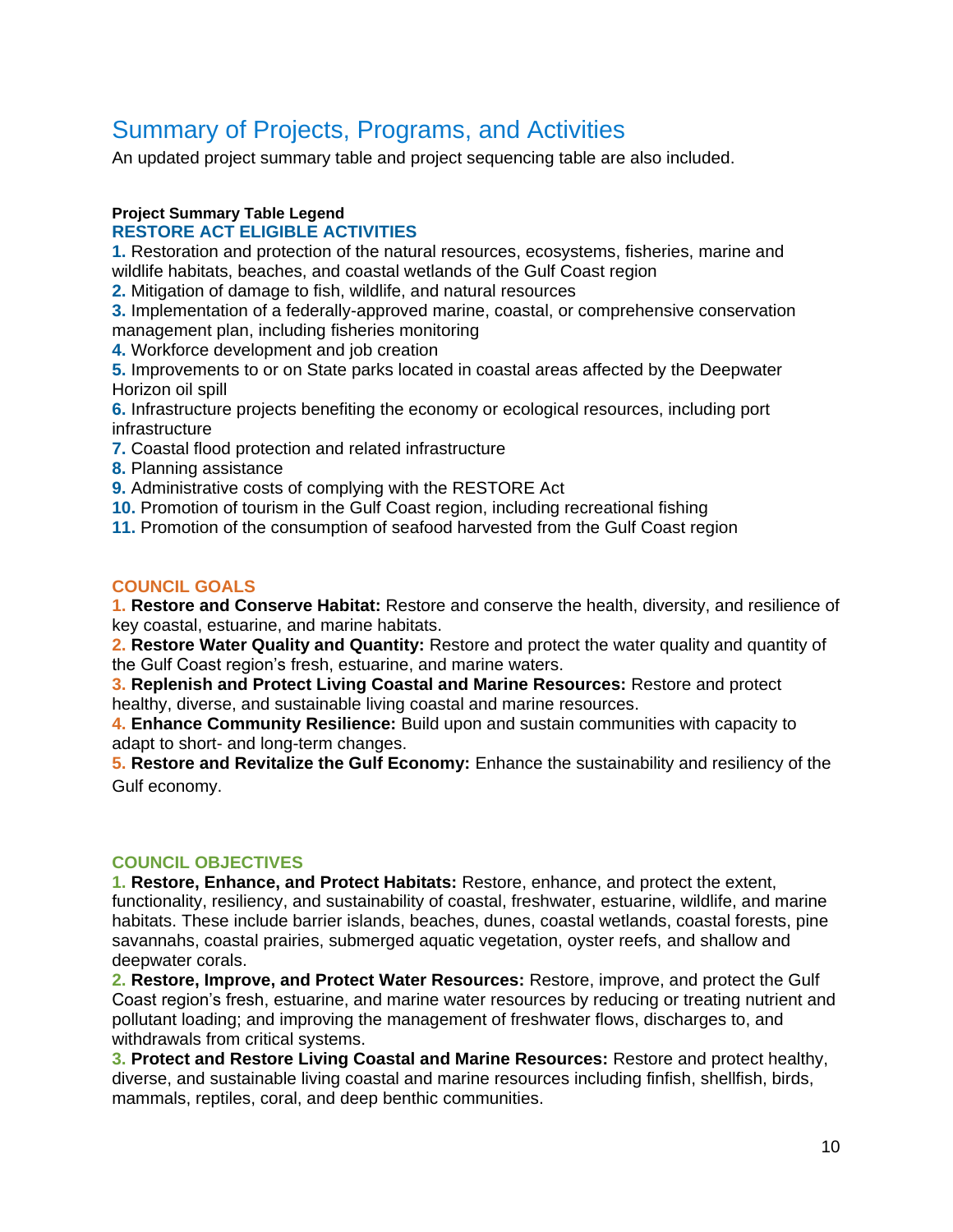## Summary of Projects, Programs, and Activities

An updated project summary table and project sequencing table are also included.

**Project Summary Table Legend**

### RESTORE ACT ELIGIBLE ACTIVITIES

**1.** Restoration and protection of the natural resources, ecosystems, fisheries, marine and wildlife habitats, beaches, and coastal wetlands of the Gulf Coast region
**2.** Mitigation of damage to fish, wildlife, and natural resources
**3.** Implementation of a federally-approved marine, coastal, or comprehensive conservation management plan, including fisheries monitoring
**4.** Workforce development and job creation
**5.** Improvements to or on State parks located in coastal areas affected by the Deepwater Horizon oil spill
**6.** Infrastructure projects benefiting the economy or ecological resources, including port infrastructure
**7.** Coastal flood protection and related infrastructure
**8.** Planning assistance
**9.** Administrative costs of complying with the RESTORE Act
**10.** Promotion of tourism in the Gulf Coast region, including recreational fishing
**11.** Promotion of the consumption of seafood harvested from the Gulf Coast region

### COUNCIL GOALS

**1. Restore and Conserve Habitat:** Restore and conserve the health, diversity, and resilience of key coastal, estuarine, and marine habitats.
**2. Restore Water Quality and Quantity:** Restore and protect the water quality and quantity of the Gulf Coast region's fresh, estuarine, and marine waters.
**3. Replenish and Protect Living Coastal and Marine Resources:** Restore and protect healthy, diverse, and sustainable living coastal and marine resources.
**4. Enhance Community Resilience:** Build upon and sustain communities with capacity to adapt to short- and long-term changes.
**5. Restore and Revitalize the Gulf Economy:** Enhance the sustainability and resiliency of the Gulf economy.

### COUNCIL OBJECTIVES

**1. Restore, Enhance, and Protect Habitats:** Restore, enhance, and protect the extent, functionality, resiliency, and sustainability of coastal, freshwater, estuarine, wildlife, and marine habitats. These include barrier islands, beaches, dunes, coastal wetlands, coastal forests, pine savannahs, coastal prairies, submerged aquatic vegetation, oyster reefs, and shallow and deepwater corals.
**2. Restore, Improve, and Protect Water Resources:** Restore, improve, and protect the Gulf Coast region's fresh, estuarine, and marine water resources by reducing or treating nutrient and pollutant loading; and improving the management of freshwater flows, discharges to, and withdrawals from critical systems.
**3. Protect and Restore Living Coastal and Marine Resources:** Restore and protect healthy, diverse, and sustainable living coastal and marine resources including finfish, shellfish, birds, mammals, reptiles, coral, and deep benthic communities.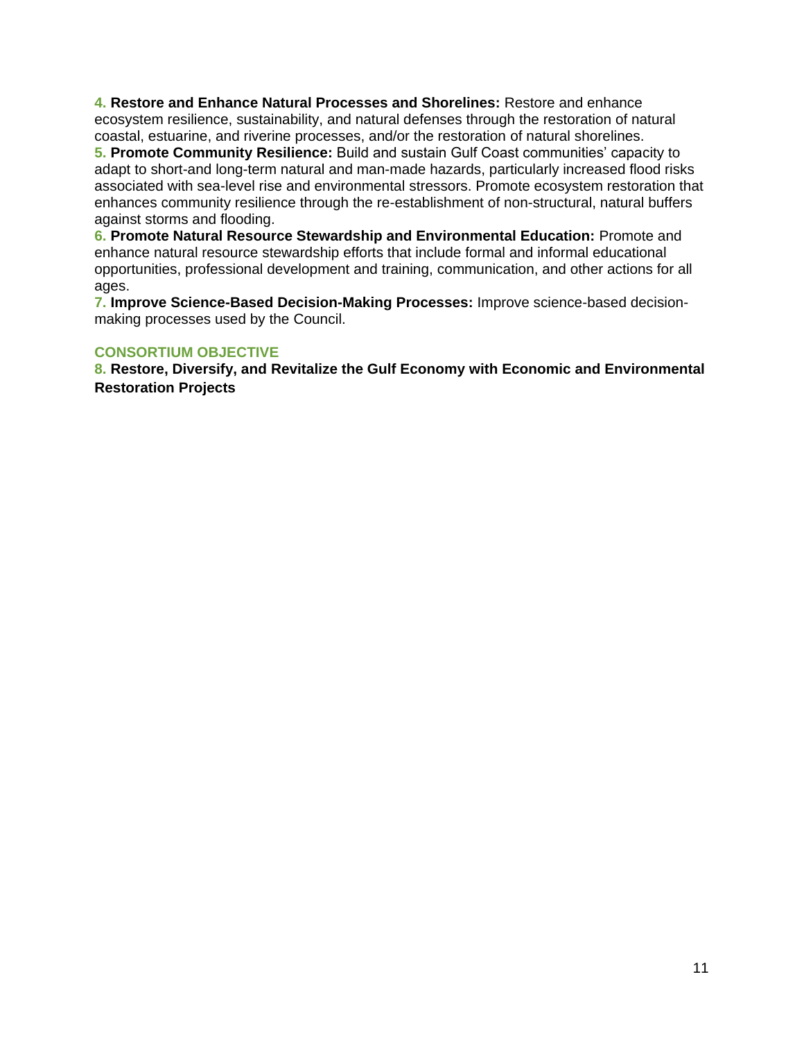**4. Restore and Enhance Natural Processes and Shorelines:** Restore and enhance ecosystem resilience, sustainability, and natural defenses through the restoration of natural coastal, estuarine, and riverine processes, and/or the restoration of natural shorelines.

**5. Promote Community Resilience:** Build and sustain Gulf Coast communities' capacity to adapt to short-and long-term natural and man-made hazards, particularly increased flood risks associated with sea-level rise and environmental stressors. Promote ecosystem restoration that enhances community resilience through the re-establishment of non-structural, natural buffers against storms and flooding.

**6. Promote Natural Resource Stewardship and Environmental Education:** Promote and enhance natural resource stewardship efforts that include formal and informal educational opportunities, professional development and training, communication, and other actions for all ages.

**7. Improve Science-Based Decision-Making Processes:** Improve science-based decision-making processes used by the Council.

### CONSORTIUM OBJECTIVE

**8. Restore, Diversify, and Revitalize the Gulf Economy with Economic and Environmental Restoration Projects**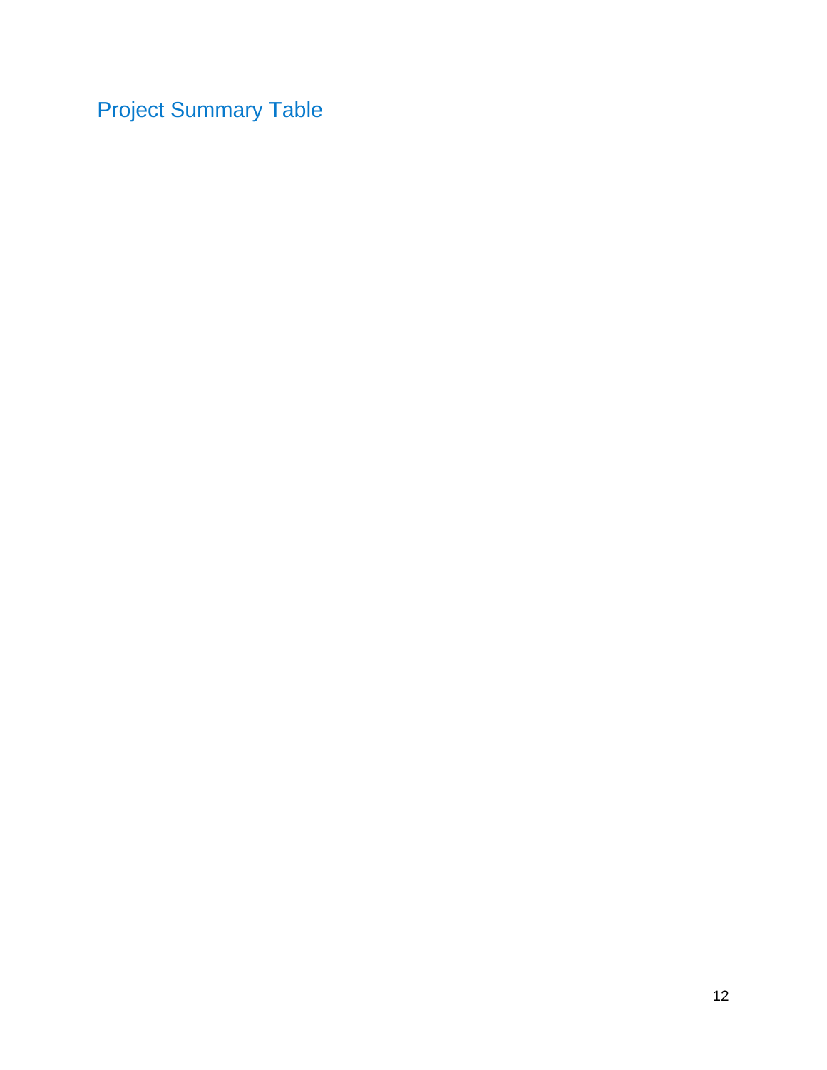## Project Summary Table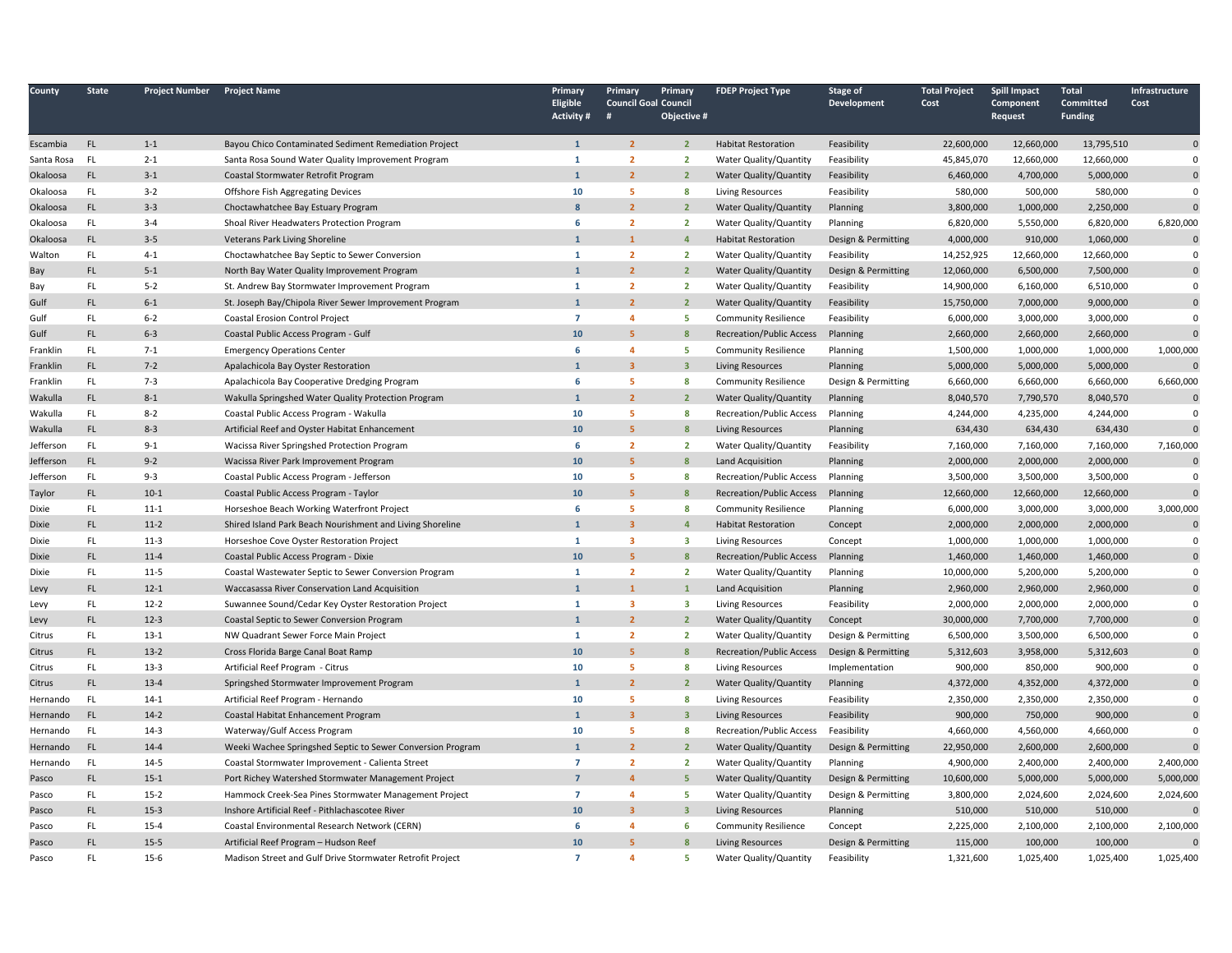| County | State | Project Number | Project Name | Primary Eligible Activity # | Primary Council Goal # | Primary Council Objective # | FDEP Project Type | Stage of Development | Total Project Cost | Spill Impact Component Request | Total Committed Funding | Infrastructure Cost |
|---|---|---|---|---|---|---|---|---|---|---|---|---|
| Escambia | FL | 1-1 | Bayou Chico Contaminated Sediment Remediation Project | 1 | 2 | 2 | Habitat Restoration | Feasibility | 22,600,000 | 12,660,000 | 13,795,510 | 0 |
| Santa Rosa | FL | 2-1 | Santa Rosa Sound Water Quality Improvement Program | 1 | 2 | 2 | Water Quality/Quantity | Feasibility | 45,845,070 | 12,660,000 | 12,660,000 | 0 |
| Okaloosa | FL | 3-1 | Coastal Stormwater Retrofit Program | 1 | 2 | 2 | Water Quality/Quantity | Feasibility | 6,460,000 | 4,700,000 | 5,000,000 | 0 |
| Okaloosa | FL | 3-2 | Offshore Fish Aggregating Devices | 10 | 5 | 8 | Living Resources | Feasibility | 580,000 | 500,000 | 580,000 | 0 |
| Okaloosa | FL | 3-3 | Choctawhatchee Bay Estuary Program | 8 | 2 | 2 | Water Quality/Quantity | Planning | 3,800,000 | 1,000,000 | 2,250,000 | 0 |
| Okaloosa | FL | 3-4 | Shoal River Headwaters Protection Program | 6 | 2 | 2 | Water Quality/Quantity | Planning | 6,820,000 | 5,550,000 | 6,820,000 | 6,820,000 |
| Okaloosa | FL | 3-5 | Veterans Park Living Shoreline | 1 | 1 | 4 | Habitat Restoration | Design & Permitting | 4,000,000 | 910,000 | 1,060,000 | 0 |
| Walton | FL | 4-1 | Choctawhatchee Bay Septic to Sewer Conversion | 1 | 2 | 2 | Water Quality/Quantity | Feasibility | 14,252,925 | 12,660,000 | 12,660,000 | 0 |
| Bay | FL | 5-1 | North Bay Water Quality Improvement Program | 1 | 2 | 2 | Water Quality/Quantity | Design & Permitting | 12,060,000 | 6,500,000 | 7,500,000 | 0 |
| Bay | FL | 5-2 | St. Andrew Bay Stormwater Improvement Program | 1 | 2 | 2 | Water Quality/Quantity | Feasibility | 14,900,000 | 6,160,000 | 6,510,000 | 0 |
| Gulf | FL | 6-1 | St. Joseph Bay/Chipola River Sewer Improvement Program | 1 | 2 | 2 | Water Quality/Quantity | Feasibility | 15,750,000 | 7,000,000 | 9,000,000 | 0 |
| Gulf | FL | 6-2 | Coastal Erosion Control Project | 7 | 4 | 5 | Community Resilience | Feasibility | 6,000,000 | 3,000,000 | 3,000,000 | 0 |
| Gulf | FL | 6-3 | Coastal Public Access Program - Gulf | 10 | 5 | 8 | Recreation/Public Access | Planning | 2,660,000 | 2,660,000 | 2,660,000 | 0 |
| Franklin | FL | 7-1 | Emergency Operations Center | 6 | 4 | 5 | Community Resilience | Planning | 1,500,000 | 1,000,000 | 1,000,000 | 1,000,000 |
| Franklin | FL | 7-2 | Apalachicola Bay Oyster Restoration | 1 | 3 | 3 | Living Resources | Planning | 5,000,000 | 5,000,000 | 5,000,000 | 0 |
| Franklin | FL | 7-3 | Apalachicola Bay Cooperative Dredging Program | 6 | 5 | 8 | Community Resilience | Design & Permitting | 6,660,000 | 6,660,000 | 6,660,000 | 6,660,000 |
| Wakulla | FL | 8-1 | Wakulla Springshed Water Quality Protection Program | 1 | 2 | 2 | Water Quality/Quantity | Planning | 8,040,570 | 7,790,570 | 8,040,570 | 0 |
| Wakulla | FL | 8-2 | Coastal Public Access Program - Wakulla | 10 | 5 | 8 | Recreation/Public Access | Planning | 4,244,000 | 4,235,000 | 4,244,000 | 0 |
| Wakulla | FL | 8-3 | Artificial Reef and Oyster Habitat Enhancement | 10 | 5 | 8 | Living Resources | Planning | 634,430 | 634,430 | 634,430 | 0 |
| Jefferson | FL | 9-1 | Wacissa River Springshed Protection Program | 6 | 2 | 2 | Water Quality/Quantity | Feasibility | 7,160,000 | 7,160,000 | 7,160,000 | 7,160,000 |
| Jefferson | FL | 9-2 | Wacissa River Park Improvement Program | 10 | 5 | 8 | Land Acquisition | Planning | 2,000,000 | 2,000,000 | 2,000,000 | 0 |
| Jefferson | FL | 9-3 | Coastal Public Access Program - Jefferson | 10 | 5 | 8 | Recreation/Public Access | Planning | 3,500,000 | 3,500,000 | 3,500,000 | 0 |
| Taylor | FL | 10-1 | Coastal Public Access Program - Taylor | 10 | 5 | 8 | Recreation/Public Access | Planning | 12,660,000 | 12,660,000 | 12,660,000 | 0 |
| Dixie | FL | 11-1 | Horseshoe Beach Working Waterfront Project | 6 | 5 | 8 | Community Resilience | Planning | 6,000,000 | 3,000,000 | 3,000,000 | 3,000,000 |
| Dixie | FL | 11-2 | Shired Island Park Beach Nourishment and Living Shoreline | 1 | 3 | 4 | Habitat Restoration | Concept | 2,000,000 | 2,000,000 | 2,000,000 | 0 |
| Dixie | FL | 11-3 | Horseshoe Cove Oyster Restoration Project | 1 | 3 | 3 | Living Resources | Concept | 1,000,000 | 1,000,000 | 1,000,000 | 0 |
| Dixie | FL | 11-4 | Coastal Public Access Program - Dixie | 10 | 5 | 8 | Recreation/Public Access | Planning | 1,460,000 | 1,460,000 | 1,460,000 | 0 |
| Dixie | FL | 11-5 | Coastal Wastewater Septic to Sewer Conversion Program | 1 | 2 | 2 | Water Quality/Quantity | Planning | 10,000,000 | 5,200,000 | 5,200,000 | 0 |
| Levy | FL | 12-1 | Waccasassa River Conservation Land Acquisition | 1 | 1 | 1 | Land Acquisition | Planning | 2,960,000 | 2,960,000 | 2,960,000 | 0 |
| Levy | FL | 12-2 | Suwannee Sound/Cedar Key Oyster Restoration Project | 1 | 3 | 3 | Living Resources | Feasibility | 2,000,000 | 2,000,000 | 2,000,000 | 0 |
| Levy | FL | 12-3 | Coastal Septic to Sewer Conversion Program | 1 | 2 | 2 | Water Quality/Quantity | Concept | 30,000,000 | 7,700,000 | 7,700,000 | 0 |
| Citrus | FL | 13-1 | NW Quadrant Sewer Force Main Project | 1 | 2 | 2 | Water Quality/Quantity | Design & Permitting | 6,500,000 | 3,500,000 | 6,500,000 | 0 |
| Citrus | FL | 13-2 | Cross Florida Barge Canal Boat Ramp | 10 | 5 | 8 | Recreation/Public Access | Design & Permitting | 5,312,603 | 3,958,000 | 5,312,603 | 0 |
| Citrus | FL | 13-3 | Artificial Reef Program - Citrus | 10 | 5 | 8 | Living Resources | Implementation | 900,000 | 850,000 | 900,000 | 0 |
| Citrus | FL | 13-4 | Springshed Stormwater Improvement Program | 1 | 2 | 2 | Water Quality/Quantity | Planning | 4,372,000 | 4,352,000 | 4,372,000 | 0 |
| Hernando | FL | 14-1 | Artificial Reef Program - Hernando | 10 | 5 | 8 | Living Resources | Feasibility | 2,350,000 | 2,350,000 | 2,350,000 | 0 |
| Hernando | FL | 14-2 | Coastal Habitat Enhancement Program | 1 | 3 | 3 | Living Resources | Feasibility | 900,000 | 750,000 | 900,000 | 0 |
| Hernando | FL | 14-3 | Waterway/Gulf Access Program | 10 | 5 | 8 | Recreation/Public Access | Feasibility | 4,660,000 | 4,560,000 | 4,660,000 | 0 |
| Hernando | FL | 14-4 | Weeki Wachee Springshed Septic to Sewer Conversion Program | 1 | 2 | 2 | Water Quality/Quantity | Design & Permitting | 22,950,000 | 2,600,000 | 2,600,000 | 0 |
| Hernando | FL | 14-5 | Coastal Stormwater Improvement - Calienta Street | 7 | 2 | 2 | Water Quality/Quantity | Planning | 4,900,000 | 2,400,000 | 2,400,000 | 2,400,000 |
| Pasco | FL | 15-1 | Port Richey Watershed Stormwater Management Project | 7 | 4 | 5 | Water Quality/Quantity | Design & Permitting | 10,600,000 | 5,000,000 | 5,000,000 | 5,000,000 |
| Pasco | FL | 15-2 | Hammock Creek-Sea Pines Stormwater Management Project | 7 | 4 | 5 | Water Quality/Quantity | Design & Permitting | 3,800,000 | 2,024,600 | 2,024,600 | 2,024,600 |
| Pasco | FL | 15-3 | Inshore Artificial Reef - Pithlachascotee River | 10 | 3 | 3 | Living Resources | Planning | 510,000 | 510,000 | 510,000 | 0 |
| Pasco | FL | 15-4 | Coastal Environmental Research Network (CERN) | 6 | 4 | 6 | Community Resilience | Concept | 2,225,000 | 2,100,000 | 2,100,000 | 2,100,000 |
| Pasco | FL | 15-5 | Artificial Reef Program – Hudson Reef | 10 | 5 | 8 | Living Resources | Design & Permitting | 115,000 | 100,000 | 100,000 | 0 |
| Pasco | FL | 15-6 | Madison Street and Gulf Drive Stormwater Retrofit Project | 7 | 4 | 5 | Water Quality/Quantity | Feasibility | 1,321,600 | 1,025,400 | 1,025,400 | 1,025,400 |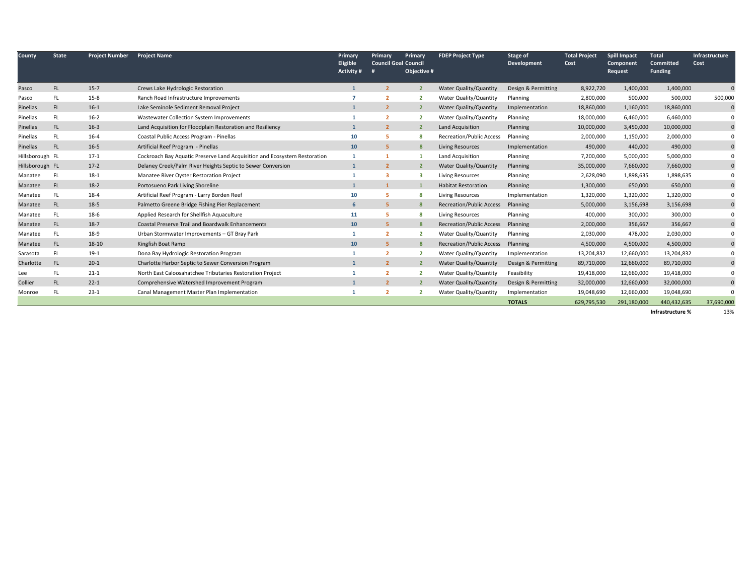| County | State | Project Number | Project Name | Primary Eligible Activity # | Primary Council Goal # | Primary Council Objective # | FDEP Project Type | Stage of Development | Total Project Cost | Spill Impact Component Request | Total Committed Funding | Infrastructure Cost |
|---|---|---|---|---|---|---|---|---|---|---|---|---|
| Pasco | FL | 15-7 | Crews Lake Hydrologic Restoration | 1 | 2 | 2 | Water Quality/Quantity | Design & Permitting | 8,922,720 | 1,400,000 | 1,400,000 | 0 |
| Pasco | FL | 15-8 | Ranch Road Infrastructure Improvements | 7 | 2 | 2 | Water Quality/Quantity | Planning | 2,800,000 | 500,000 | 500,000 | 500,000 |
| Pinellas | FL | 16-1 | Lake Seminole Sediment Removal Project | 1 | 2 | 2 | Water Quality/Quantity | Implementation | 18,860,000 | 1,160,000 | 18,860,000 | 0 |
| Pinellas | FL | 16-2 | Wastewater Collection System Improvements | 1 | 2 | 2 | Water Quality/Quantity | Planning | 18,000,000 | 6,460,000 | 6,460,000 | 0 |
| Pinellas | FL | 16-3 | Land Acquisition for Floodplain Restoration and Resiliency | 1 | 2 | 2 | Land Acquisition | Planning | 10,000,000 | 3,450,000 | 10,000,000 | 0 |
| Pinellas | FL | 16-4 | Coastal Public Access Program - Pinellas | 10 | 5 | 8 | Recreation/Public Access | Planning | 2,000,000 | 1,150,000 | 2,000,000 | 0 |
| Pinellas | FL | 16-5 | Artificial Reef Program - Pinellas | 10 | 5 | 8 | Living Resources | Implementation | 490,000 | 440,000 | 490,000 | 0 |
| Hillsborough | FL | 17-1 | Cockroach Bay Aquatic Preserve Land Acquisition and Ecosystem Restoration | 1 | 1 | 1 | Land Acquisition | Planning | 7,200,000 | 5,000,000 | 5,000,000 | 0 |
| Hillsborough | FL | 17-2 | Delaney Creek/Palm River Heights Septic to Sewer Conversion | 1 | 2 | 2 | Water Quality/Quantity | Planning | 35,000,000 | 7,660,000 | 7,660,000 | 0 |
| Manatee | FL | 18-1 | Manatee River Oyster Restoration Project | 1 | 3 | 3 | Living Resources | Planning | 2,628,090 | 1,898,635 | 1,898,635 | 0 |
| Manatee | FL | 18-2 | Portosueno Park Living Shoreline | 1 | 1 | 1 | Habitat Restoration | Planning | 1,300,000 | 650,000 | 650,000 | 0 |
| Manatee | FL | 18-4 | Artificial Reef Program - Larry Borden Reef | 10 | 5 | 8 | Living Resources | Implementation | 1,320,000 | 1,320,000 | 1,320,000 | 0 |
| Manatee | FL | 18-5 | Palmetto Greene Bridge Fishing Pier Replacement | 6 | 5 | 8 | Recreation/Public Access | Planning | 5,000,000 | 3,156,698 | 3,156,698 | 0 |
| Manatee | FL | 18-6 | Applied Research for Shellfish Aquaculture | 11 | 5 | 8 | Living Resources | Planning | 400,000 | 300,000 | 300,000 | 0 |
| Manatee | FL | 18-7 | Coastal Preserve Trail and Boardwalk Enhancements | 10 | 5 | 8 | Recreation/Public Access | Planning | 2,000,000 | 356,667 | 356,667 | 0 |
| Manatee | FL | 18-9 | Urban Stormwater Improvements – GT Bray Park | 1 | 2 | 2 | Water Quality/Quantity | Planning | 2,030,000 | 478,000 | 2,030,000 | 0 |
| Manatee | FL | 18-10 | Kingfish Boat Ramp | 10 | 5 | 8 | Recreation/Public Access | Planning | 4,500,000 | 4,500,000 | 4,500,000 | 0 |
| Sarasota | FL | 19-1 | Dona Bay Hydrologic Restoration Program | 1 | 2 | 2 | Water Quality/Quantity | Implementation | 13,204,832 | 12,660,000 | 13,204,832 | 0 |
| Charlotte | FL | 20-1 | Charlotte Harbor Septic to Sewer Conversion Program | 1 | 2 | 2 | Water Quality/Quantity | Design & Permitting | 89,710,000 | 12,660,000 | 89,710,000 | 0 |
| Lee | FL | 21-1 | North East Caloosahatchee Tributaries Restoration Project | 1 | 2 | 2 | Water Quality/Quantity | Feasibility | 19,418,000 | 12,660,000 | 19,418,000 | 0 |
| Collier | FL | 22-1 | Comprehensive Watershed Improvement Program | 1 | 2 | 2 | Water Quality/Quantity | Design & Permitting | 32,000,000 | 12,660,000 | 32,000,000 | 0 |
| Monroe | FL | 23-1 | Canal Management Master Plan Implementation | 1 | 2 | 2 | Water Quality/Quantity | Implementation | 19,048,690 | 12,660,000 | 19,048,690 | 0 |
| | | | | | | | | **TOTALS** | 629,795,530 | 291,180,000 | 440,432,635 | 37,690,000 |
| | | | | | | | | | | | **Infrastructure %** | 13% |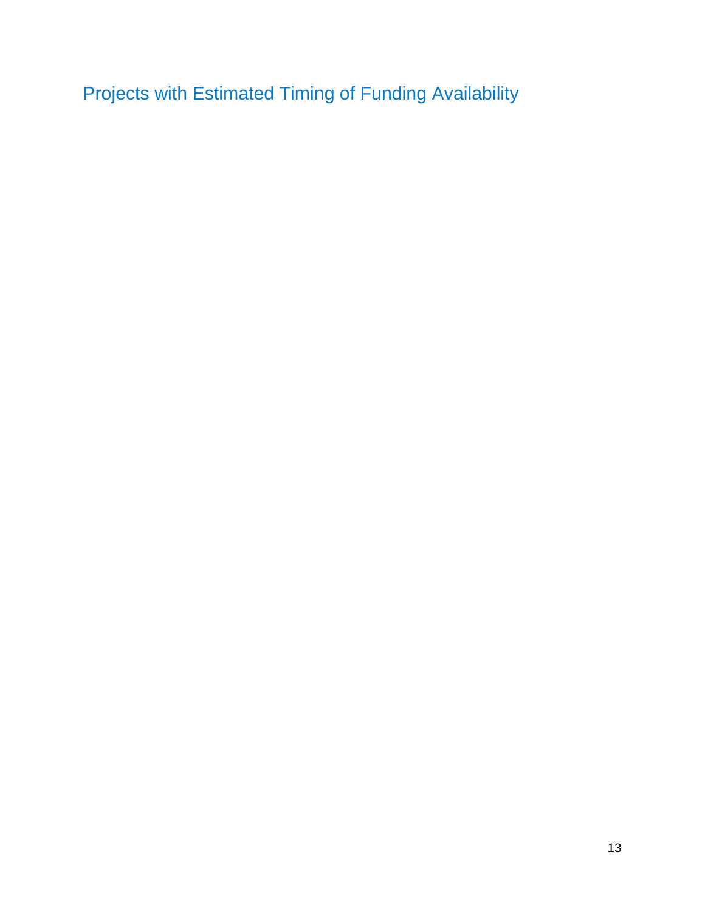## Projects with Estimated Timing of Funding Availability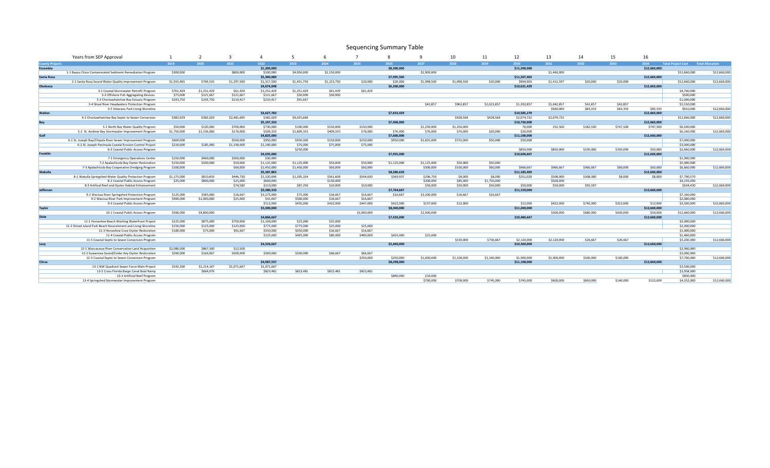# Sequencing Summary Table

| Years from SEP Approval | 1 | 2 | 3 | 4 | 5 | 6 | 7 | 8 | 9 | 10 | 11 | 12 | 13 | 14 | 15 | 16 | | |
|---|---|---|---|---|---|---|---|---|---|---|---|---|---|---|---|---|---|---|
| **County Projects** | **2019** | **2020** | **2021** | **2022** | **2023** | **2024** | **2025** | **2026** | **2027** | **2028** | **2029** | **2030** | **2031** | **2032** | **2033** | **2034** | **Total Project Cost** | **Total Allocation** |
| **Escambia** | | | | **$1,200,000** | | | | **$8,300,000** | | | | **$11,200,000** | | | | **$12,660,000** | | |
| 1-1 Bayou Chico Contaminated Sediment Remediation Program | $300,000 | | $800,000 | $100,000 | $4,950,000 | $2,150,000 | | | $2,900,000 | | | | $1,460,000 | | | | $12,660,000 | $12,660,000 |
| **Santa Rosa** | | | | **$5,300,000** | | | | **$7,995,500** | | | | **$11,207,403** | | | | **$12,660,000** | | |
| 2-1 Santa Rosa Sound Water Quality Improvement Program | $1,915,465 | $769,535 | $1,297,500 | $1,317,500 | $1,431,750 | $1,223,750 | $20,000 | $20,000 | $1,098,500 | $1,098,500 | $20,000 | $994,903 | $1,412,597 | $20,000 | $20,000 | | $12,660,000 | $12,660,000 |
| **Okaloosa** | | | | **$4,674,048** | | | | **$6,200,000** | | | | **$10,621,429** | | | | **$12,660,000** | | |
| 3-1 Coastal Stormwater Retrofit Program | $761,429 | $1,251,429 | $61,429 | $1,251,429 | $1,251,429 | $61,429 | $61,429 | | | | | | | | | | $4,700,000 | |
| 3-2 Offshore Fish Aggregating Devices | $75,000 | $121,667 | $121,667 | $121,667 | $30,000 | $30,000 | | | | | | | | | | | $500,000 | |
| 3-3 Choctawhatchee Bay Estuary Program | $243,750 | $243,750 | $210,417 | $210,417 | $91,667 | | | | | | | | | | | | $1,000,000 | |
| 3-4 Shoal River Headwaters Protection Program | | | | | | | | | $42,857 | $962,857 | $2,022,857 | $1,392,857 | $1,042,857 | $42,857 | $42,857 | | $5,550,000 | |
| 3-5 Veterans Park Living Shoreline | | | | | | | | | | | | | $660,000 | $83,333 | $83,333 | $83,333 | $910,000 | $12,660,000 |
| **Walton** | | | | **$3,627,783** | | | | **$7,653,429** | | | | **$10,585,279** | | | | **$12,660,000** | | |
| 4-1 Choctawhatchee Bay Septic to Sewer Conversion | $382,029 | $382,029 | $2,481,695 | $382,029 | $4,025,646 | | | | | $428,564 | $428,564 | $2,074,722 | $2,074,722 | | | | $12,660,000 | $12,660,000 |
| **Bay** | | | | **$5,397,333** | | | | **$7,968,000** | | | | **$10,730,000** | | | | **$12,660,000** | | |
| 5-1 North Bay Water Quality Program | $50,000 | $120,000 | $700,000 | $730,000 | $100,000 | $150,000 | $150,000 | | $1,250,000 | $1,250,000 | | 70,000 | 252,500 | $182,500 | $747,500 | $747,500 | $6,500,000 | |
| 5-2 St. Andrew Bay Stormwater Improvement Program | $1,756,000 | $1,156,000 | $176,000 | $509,333 | $1,809,333 | $409,333 | $76,000 | $76,000 | $76,000 | $76,000 | $20,000 | $20,000 | | | | | $6,160,000 | $12,660,000 |
| **Gulf** | | | | **$4,825,000** | | | | **$7,600,000** | | | | **$11,100,000** | | | | **$12,660,000** | | |
| 6-1 St. Joseph Bay/Chipola River Sewer Improvement Program | $600,000 | | $500,000 | $950,000 | $950,000 | $150,000 | $250,000 | $950,000 | $1,825,000 | $725,000 | $50,000 | $50,000 | | | | | $7,000,000 | |
| 6-2 St. Joseph Peninsula Coastal Erosion Control Project | $210,000 | $185,000 | $1,190,000 | $1,190,000 | $75,000 | $75,000 | $75,000 | | | | | | | | | | $3,000,000 | |
| 6-3 Coastal Public Access Program | | | | | $250,000 | | | | | | | $850,000 | $850,000 | $330,000 | $330,000 | $50,000 | $2,660,000 | $12,660,000 |
| **Franklin** | | | | **$4,035,000** | | | | **$7,955,000** | | | | **$10,606,667** | | | | **$12,660,000** | | |
| 7-1 Emergency Operations Center | $150,000 | $460,000 | $360,000 | $30,000 | | | | | | | | | | | | | $1,000,000 | |
| 7-2 Apalachicola Bay Oyster Restoration | $150,000 | $100,000 | $50,000 | $1,125,000 | $1,125,000 | $50,000 | $50,000 | $1,125,000 | $1,125,000 | $50,000 | $50,000 | | | | | | $5,000,000 | |
| 7-3 Apalachicola Bay Cooperative Dredging Program | $100,000 | | $60,000 | $1,450,000 | $1,450,000 | $60,000 | $60,000 | | $300,000 | $100,000 | $60,000 | $966,667 | $966,667 | $966,667 | $60,000 | $60,000 | $6,660,000 | $12,660,000 |
| **Wakulla** | | | | **$5,387,862** | | | | **$8,286,633** | | | | **$11,185,403** | | | | **$12,660,000** | | |
| 8-1 Wakulla Springshed Water Quality Protection Program | $1,175,000 | $810,833 | $446,750 | $1,320,696 | $1,205,334 | $561,600 | $504,650 | $369,937 | $296,750 | $8,000 | $8,000 | $251,020 | $508,000 | $308,000 | $8,000 | $8,000 | $7,790,570 | |
| 8-2 Coastal Public Access Program | $25,000 | $800,000 | $25,000 | $600,000 | | $150,000 | | | $300,000 | $85,000 | $1,750,000 | | $500,000 | | | | $4,235,000 | |
| 8-3 Artifical Reef and Oyster Habitat Enhancement | | | $74,583 | $110,000 | $87,250 | $10,000 | $10,000 | | $50,000 | $50,000 | $50,000 | $50,000 | $50,000 | $92,597 | | | $634,430 | $12,660,000 |
| **Jefferson** | | | | **$5,380,333** | | | | **$7,764,667** | | | | **$11,159,000** | | | | **$12,660,000** | | |
| 9-1 Wacissa River Springshed Protection Program | $125,000 | $385,000 | $16,667 | $3,275,000 | $75,000 | $16,667 | $16,667 | $16,667 | $3,200,000 | $16,667 | $16,667 | | | | | | $7,160,000 | |
| 9-2 Wacissa River Park Improvement Program | $400,000 | $1,000,000 | $25,000 | $41,667 | $500,000 | $16,667 | $16,667 | | | | | | | | | | $2,000,000 | |
| 9-3 Coastal Public Access Program | | | | $112,000 | $435,000 | $422,000 | $447,000 | $422,000 | $137,000 | $12,000 | | $12,000 | $422,000 | $745,000 | $322,000 | $12,000 | $3,500,000 | $12,660,000 |
| **Taylor** | | | | **$5,300,000** | | | | **$8,300,000** | | | | **$11,200,000** | | | | **$12,660,000** | | |
| 10-1 Coastal Public Access Program | $500,000 | $4,800,000 | | | | | $3,000,000 | | $2,900,000 | | | | $300,000 | $680,000 | $430,000 | $50,000 | $12,660,000 | $12,660,000 |
| **Dixie** | | | | **$4,866,667** | | | | **$7,435,000** | | | | **$10,486,667** | | | | **$12,660,000** | | |
| 11-1 Horseshoe Beach Working Waterfront Project | $225,000 | $875,000 | $750,000 | $1,100,000 | $25,000 | $25,000 | | | | | | | | | | | $3,000,000 | |
| 11-2 Shired Island Park Beach Nourishment and Living Shoreline | $150,000 | $125,000 | $125,000 | $775,000 | $775,000 | $25,000 | $25,000 | | | | | | | | | | $2,000,000 | |
| 11-3 Horseshoe Cove Oyster Restoration | $100,000 | $75,000 | $91,667 | $350,000 | $350,000 | $16,667 | $16,667 | | | | | | | | | | $1,000,000 | |
| 11-4 Coastal Public Access Program | | | | $125,000 | $405,000 | $80,000 | $400,000 | $425,000 | $25,000 | | | | | | | | $1,460,000 | |
| 11-5 Coastal Septic to Sewer Conversion Program | | | | | | | | | | $150,000 | $756,667 | $2,120,000 | $2,120,000 | $26,667 | $26,667 | | $5,200,000 | $12,660,000 |
| **Levy** | | | | **$4,326,667** | | | | **$5,460,000** | | | | **$10,560,000** | | | | **$12,660,000** | | |
| 12-1 Waccasassa River Conservation Land Acquisition | $2,080,000 | $867,500 | $12,500 | | | | | | | | | | | | | | $2,960,000 | |
| 12-2 Suwannee Sound/Cedar Key Oyster Restoration | $200,000 | $166,667 | $500,000 | $500,000 | $500,000 | $66,667 | $66,667 | | | | | | | | | | $2,000,000 | |
| 12-3 Coastal Septic to Sewer Conversion Program | | | | | | | $250,000 | $250,000 | $1,000,000 | $1,100,000 | $1,100,000 | $1,900,000 | $1,900,000 | $100,000 | $100,000 | | $7,700,000 | $12,660,000 |
| **Citrus** | | | | **$4,987,557** | | | | **$8,298,000** | | | | **$11,198,000** | | | | **$12,660,000** | | |
| 13-1 NW Quadrant Sewer Force Main Project | $142,500 | $1,214,167 | $1,071,667 | $1,071,667 | | | | | | | | | | | | | $3,500,000 | |
| 13-2 Cross Florida Barge Canal Boat Ramp | | $664,076 | | $823,481 | $823,481 | $823,481 | $823,481 | | | | | | | | | | $3,958,000 | |
| 13-3 Artificial Reef Program | | | | | | | | $840,000 | $10,000 | | | | | | | | $850,000 | |
| 13-4 Springshed Stormwater Improvement Program | | | | | | | | | $700,000 | $700,000 | $745,000 | $745,000 | $600,000 | $600,000 | $140,000 | $122,000 | $4,352,000 | $12,660,000 |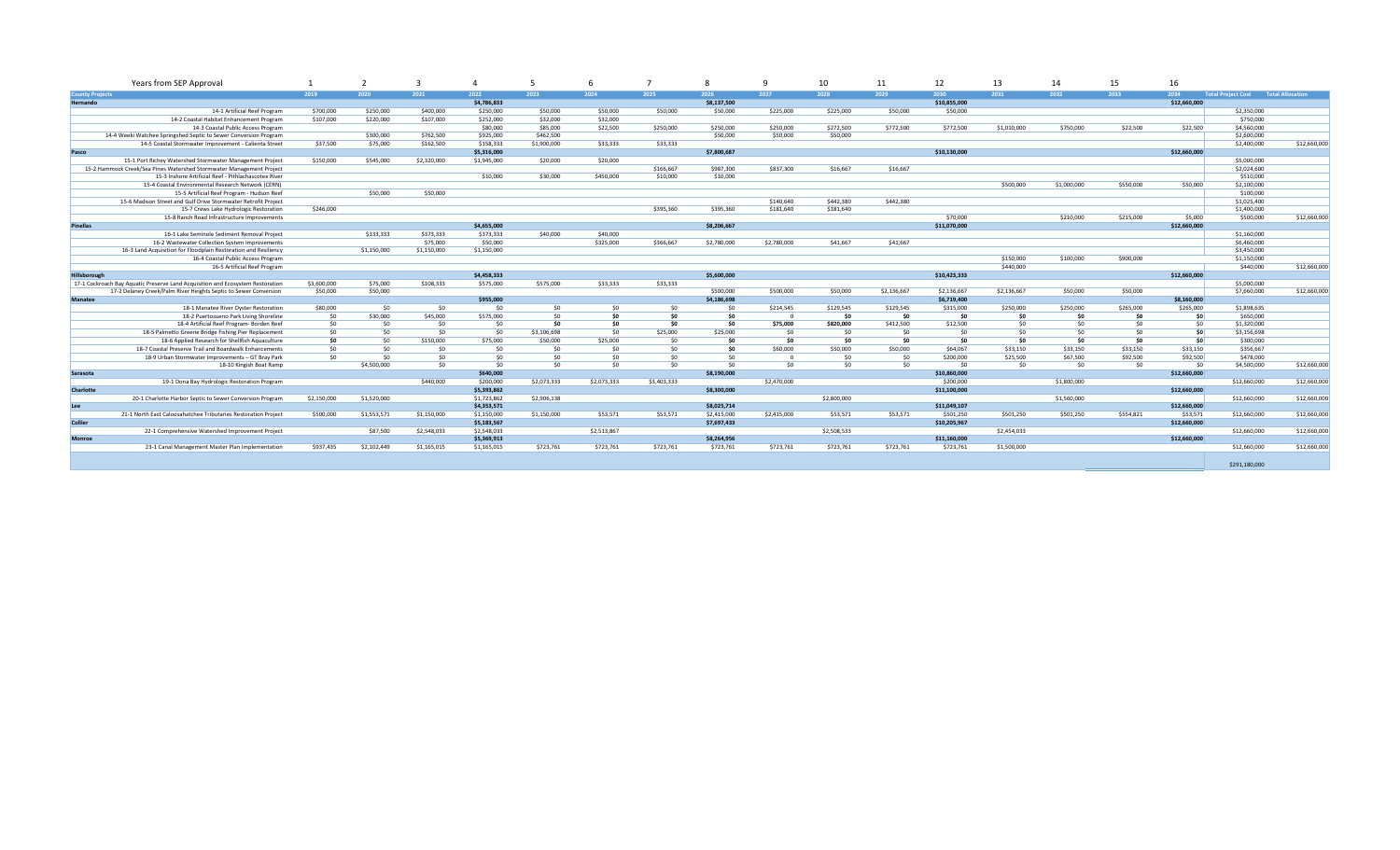| Years from SEP Approval | 1 | 2 | 3 | 4 | 5 | 6 | 7 | 8 | 9 | 10 | 11 | 12 | 13 | 14 | 15 | 16 | | |
|---|---|---|---|---|---|---|---|---|---|---|---|---|---|---|---|---|---|---|
| **County Projects** | 2019 | 2020 | 2021 | 2022 | 2023 | 2024 | 2025 | 2026 | 2027 | 2028 | 2029 | 2030 | 2031 | 2032 | 2033 | 2034 | Total Project Cost | Total Allocation |
| **Hernando** | | | | $4,786,833 | | | | $8,137,500 | | | | $10,855,000 | | | | $12,660,000 | | |
| 14-1 Artificial Reef Program | $700,000 | $250,000 | $400,000 | $250,000 | $50,000 | $50,000 | $50,000 | $50,000 | $225,000 | $225,000 | $50,000 | $50,000 | | | | | $2,350,000 | |
| 14-2 Coastal Habitat Enhancement Program | $107,000 | $220,000 | $107,000 | $252,000 | $32,000 | $32,000 | | | | | | | | | | | $750,000 | |
| 14-3 Coastal Public Access Program | | | | $80,000 | $85,000 | $22,500 | $250,000 | $250,000 | $250,000 | $272,500 | $772,500 | $772,500 | $1,010,000 | $750,000 | $22,500 | $22,500 | $4,560,000 | |
| 14-4 Weeki Watchee Springshed Septic to Sewer Conversion Program | | $300,000 | $762,500 | $925,000 | $462,500 | | | $50,000 | $50,000 | $50,000 | | | | | | | $2,600,000 | |
| 14-5 Coastal Stormwater Improvement - Caliente Street | $37,500 | $75,000 | $162,500 | $158,333 | $1,900,000 | $33,333 | $33,333 | | | | | | | | | | $2,400,000 | $12,660,000 |
| **Pasco** | | | | $5,316,000 | | | | $7,800,687 | | | | $10,130,000 | | | | $12,660,000 | | |
| 15-1 Port Richey Watershed Stormwater Management Project | $150,000 | $545,000 | $2,320,000 | $1,945,000 | $20,000 | $20,000 | | | | | | | | | | | $5,000,000 | |
| 15-2 Hammock Creek/Sea Pines Watershed Stormwater Management Project | | | | | | | $166,667 | $987,300 | $837,300 | $16,667 | $16,667 | | | | | | $2,024,600 | |
| 15-3 Inshore Artificial Reef - Pithlachascotee River | | | | $10,000 | $30,000 | $450,000 | $10,000 | $10,000 | | | | | | | | | $510,000 | |
| 15-4 Coastal Environmental Research Network (CERN) | | | | | | | | | | | | | $500,000 | $1,000,000 | $550,000 | $50,000 | $2,100,000 | |
| 15-5 Artificial Reef Program - Hudson Reef | | $50,000 | $50,000 | | | | | | | | | | | | | | $100,000 | |
| 15-6 Madison Street and Gulf Drive Stormwater Retrofit Project | | | | | | | | | $140,640 | $442,380 | $442,380 | | | | | | $1,025,400 | |
| 15-7 Crews Lake Hydrologic Restoration | $246,000 | | | | | | $395,360 | $395,360 | $181,640 | $181,640 | | | | | | | $1,400,000 | |
| 15-8 Ranch Road Infrastructure Improvements | | | | | | | | | | | | $70,000 | | $210,000 | $215,000 | $5,000 | $500,000 | $12,660,000 |
| **Pinellas** | | | | $4,655,000 | | | | $8,206,667 | | | | $11,070,000 | | | | $12,660,000 | | |
| 16-1 Lake Seminole Sediment Removal Project | | $333,333 | $373,333 | $373,333 | $40,000 | $40,000 | | | | | | | | | | | $1,160,000 | |
| 16-2 Wastewater Collection System Improvements | | | $75,000 | $50,000 | | $325,000 | $366,667 | $2,780,000 | $2,780,000 | $41,667 | $41,667 | | | | | | $6,460,000 | |
| 16-3 Land Acquisition for Floodplain Restoration and Resiliency | | $1,150,000 | $1,150,000 | $1,150,000 | | | | | | | | | | | | | $3,450,000 | |
| 16-4 Coastal Public Access Program | | | | | | | | | | | | | $150,000 | $100,000 | $900,000 | | $1,150,000 | |
| 16-5 Artificial Reef Program | | | | | | | | | | | | | $440,000 | | | | $440,000 | $12,660,000 |
| **Hillsborough** | | | | $4,458,333 | | | | $5,600,000 | | | | $10,423,333 | | | | $12,660,000 | | |
| 17-1 Cockroach Bay Aquatic Preserve Land Acquisition and Ecosystem Restoration | $3,600,000 | $75,000 | $108,333 | $575,000 | $575,000 | $33,333 | $33,333 | | | | | | | | | | $5,000,000 | |
| 17-2 Delaney Creek/Palm River Heights Septic to Sewer Conversion | $50,000 | $50,000 | | | | | | $500,000 | $500,000 | $50,000 | $2,136,667 | $2,136,667 | $2,136,667 | $50,000 | $50,000 | | $7,660,000 | $12,660,000 |
| **Manatee** | | | | $955,000 | | | | $4,186,698 | | | | $6,719,400 | | | | $8,160,000 | | |
| 18-1 Manatee River Oyster Restoration | $80,000 | $0 | $0 | $0 | $0 | $0 | $0 | $0 | $214,545 | $129,545 | $129,545 | $315,000 | $250,000 | $250,000 | $265,000 | $265,000 | $1,898,635 | |
| 18-2 Puertosueno Park Living Shoreline | $0 | $30,000 | $45,000 | $575,000 | $0 | $0 | $0 | $0 | 0 | $0 | $0 | $0 | $0 | $0 | $0 | $0 | $650,000 | |
| 18-4 Artificial Reef Program- Borden Reef | $0 | $0 | $0 | $0 | $0 | $0 | $0 | $0 | $75,000 | $820,000 | $412,500 | $12,500 | $0 | $0 | $0 | $0 | $1,320,000 | |
| 18-5 Palmetto Greene Bridge Fishing Pier Replacement | $0 | $0 | $0 | $0 | $3,106,698 | $0 | $25,000 | $25,000 | $0 | $0 | $0 | $0 | $0 | $0 | $0 | $0 | $3,156,698 | |
| 18-6 Applied Research for Shellfish Aquaculture | $0 | $0 | $150,000 | $75,000 | $50,000 | $25,000 | $0 | $0 | $0 | $0 | $0 | $0 | $0 | $0 | $0 | $0 | $300,000 | |
| 18-7 Coastal Preserve Trail and Boardwalk Enhancements | $0 | $0 | $0 | $0 | $0 | $0 | $0 | $0 | $60,000 | $50,000 | $50,000 | $64,067 | $33,150 | $33,150 | $33,150 | $33,150 | $356,667 | |
| 18-9 Urban Stormwater Improvements – GT Bray Park | $0 | $0 | $0 | $0 | $0 | $0 | $0 | $0 | 0 | $0 | $0 | $200,000 | $25,500 | $67,500 | $92,500 | $92,500 | $478,000 | |
| 18-10 Kingish Boat Ramp | $0 | $4,500,000 | $0 | $0 | $0 | $0 | $0 | $0 | $0 | $0 | $0 | $0 | $0 | $0 | $0 | $0 | $4,500,000 | $12,660,000 |
| **Sarasota** | | | | $640,000 | | | | $8,190,000 | | | | $10,860,000 | | | | $12,660,000 | | |
| 19-1 Dona Bay Hydrologic Restoration Program | | | $440,000 | $200,000 | $2,073,333 | $2,073,333 | $3,403,333 | | $2,470,000 | | | $200,000 | | $1,800,000 | | | $12,660,000 | $12,660,000 |
| **Charlotte** | | | | $5,393,862 | | | | $8,300,000 | | | | $11,100,000 | | | | $12,660,000 | | |
| 20-1 North Charlotte Harbor Septic to Sewer Conversion Program | $2,150,000 | $1,520,000 | | $1,723,862 | $2,906,138 | | | | | $2,800,000 | | | | $1,560,000 | | | $12,660,000 | $12,660,000 |
| **Lee** | | | | $4,353,571 | | | | $8,025,714 | | | | $11,049,107 | | | | $12,660,000 | | |
| 21-1 North East Caloosahatchee Tributaries Restoration Project | $500,000 | $1,553,571 | $1,150,000 | $1,150,000 | $1,150,000 | $53,571 | $53,571 | $2,415,000 | $2,415,000 | $53,571 | $53,571 | $501,250 | $501,250 | $501,250 | $554,821 | $53,571 | $12,660,000 | $12,660,000 |
| **Collier** | | | | $5,183,567 | | | | $7,697,433 | | | | $10,205,967 | | | | $12,660,000 | | |
| 22-1 Comprehensive Watershed Improvement Project | | $87,500 | $2,548,033 | $2,548,033 | | $2,513,867 | | | | $2,508,533 | | | $2,454,033 | | | | $12,660,000 | $12,660,000 |
| **Monroe** | | | | $5,369,913 | | | | $8,264,956 | | | | $11,160,000 | | | | $12,660,000 | | |
| 23-1 Canal Management Master Plan Implementation | $937,435 | $2,102,449 | $1,165,015 | $1,165,015 | $723,761 | $723,761 | $723,761 | $723,761 | $723,761 | $723,761 | $723,761 | $723,761 | $1,500,000 | | | | $12,660,000 | $12,660,000 |
| | | | | | | | | | | | | | | | | | $291,180,000 | |